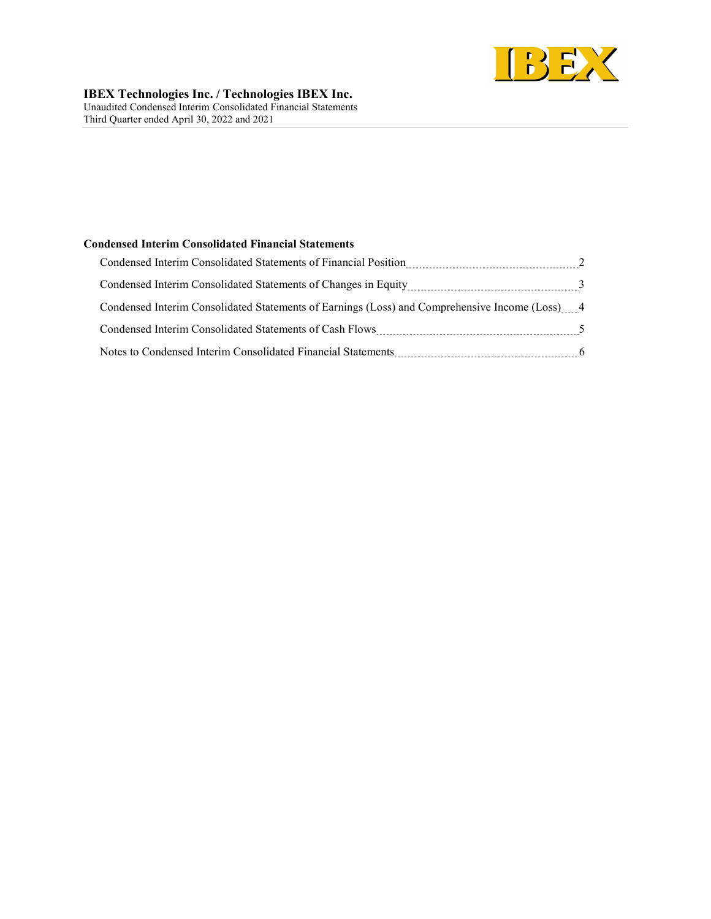# IBEX Technologies Inc. / Technologies IBEX Inc.

Unaudited Condensed Interim Consolidated Financial Statements
Third Quarter ended April 30, 2022 and 2021

## Condensed Interim Consolidated Financial Statements

| | |
|---|---|
| Condensed Interim Consolidated Statements of Financial Position | 2 |
| Condensed Interim Consolidated Statements of Changes in Equity | 3 |
| Condensed Interim Consolidated Statements of Earnings (Loss) and Comprehensive Income (Loss) | 4 |
| Condensed Interim Consolidated Statements of Cash Flows | 5 |
| Notes to Condensed Interim Consolidated Financial Statements | 6 |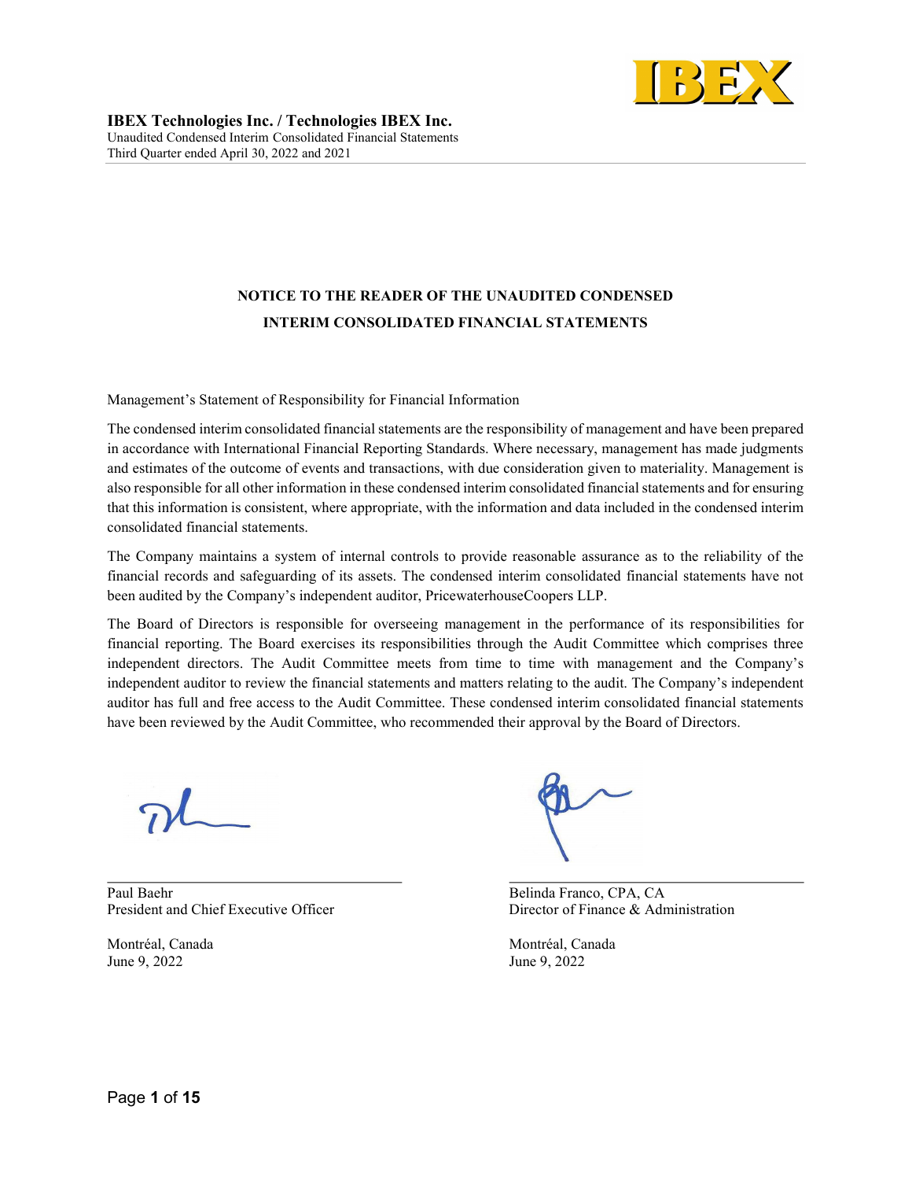**IBEX Technologies Inc. / Technologies IBEX Inc.**
Unaudited Condensed Interim Consolidated Financial Statements
Third Quarter ended April 30, 2022 and 2021

## NOTICE TO THE READER OF THE UNAUDITED CONDENSED INTERIM CONSOLIDATED FINANCIAL STATEMENTS

Management's Statement of Responsibility for Financial Information

The condensed interim consolidated financial statements are the responsibility of management and have been prepared in accordance with International Financial Reporting Standards. Where necessary, management has made judgments and estimates of the outcome of events and transactions, with due consideration given to materiality. Management is also responsible for all other information in these condensed interim consolidated financial statements and for ensuring that this information is consistent, where appropriate, with the information and data included in the condensed interim consolidated financial statements.

The Company maintains a system of internal controls to provide reasonable assurance as to the reliability of the financial records and safeguarding of its assets. The condensed interim consolidated financial statements have not been audited by the Company's independent auditor, PricewaterhouseCoopers LLP.

The Board of Directors is responsible for overseeing management in the performance of its responsibilities for financial reporting. The Board exercises its responsibilities through the Audit Committee which comprises three independent directors. The Audit Committee meets from time to time with management and the Company's independent auditor to review the financial statements and matters relating to the audit. The Company's independent auditor has full and free access to the Audit Committee. These condensed interim consolidated financial statements have been reviewed by the Audit Committee, who recommended their approval by the Board of Directors.

Paul Baehr
President and Chief Executive Officer

Montréal, Canada
June 9, 2022

Belinda Franco, CPA, CA
Director of Finance & Administration

Montréal, Canada
June 9, 2022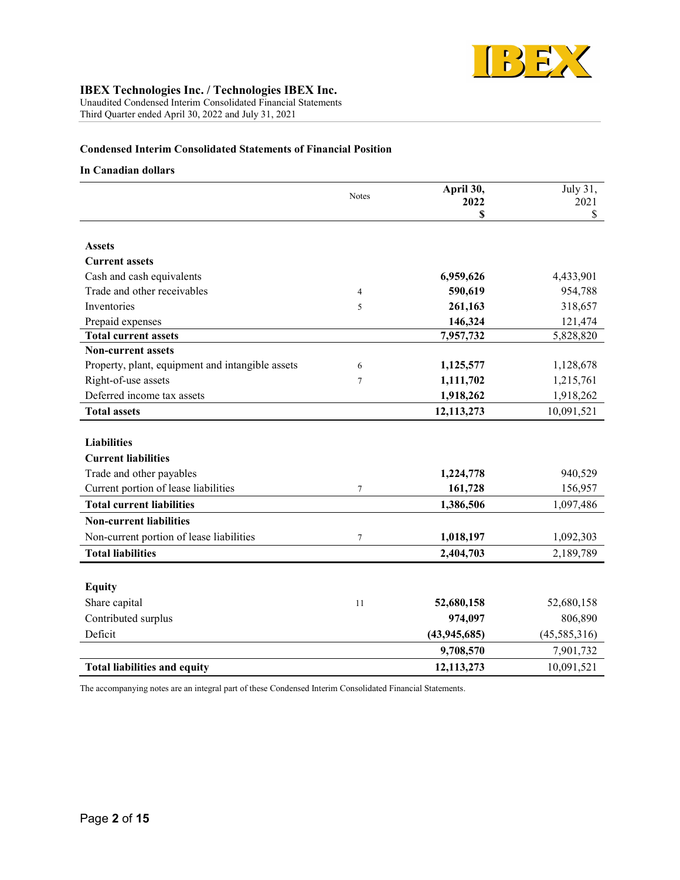**IBEX Technologies Inc. / Technologies IBEX Inc.**
Unaudited Condensed Interim Consolidated Financial Statements
Third Quarter ended April 30, 2022 and July 31, 2021

### Condensed Interim Consolidated Statements of Financial Position

**In Canadian dollars**

| | Notes | **April 30, 2022 $** | July 31, 2021 $ |
|---|---|---|---|
| **Assets** | | | |
| **Current assets** | | | |
| Cash and cash equivalents | | **6,959,626** | 4,433,901 |
| Trade and other receivables | 4 | **590,619** | 954,788 |
| Inventories | 5 | **261,163** | 318,657 |
| Prepaid expenses | | **146,324** | 121,474 |
| **Total current assets** | | **7,957,732** | 5,828,820 |
| **Non-current assets** | | | |
| Property, plant, equipment and intangible assets | 6 | **1,125,577** | 1,128,678 |
| Right-of-use assets | 7 | **1,111,702** | 1,215,761 |
| Deferred income tax assets | | **1,918,262** | 1,918,262 |
| **Total assets** | | **12,113,273** | 10,091,521 |
| **Liabilities** | | | |
| **Current liabilities** | | | |
| Trade and other payables | | **1,224,778** | 940,529 |
| Current portion of lease liabilities | 7 | **161,728** | 156,957 |
| **Total current liabilities** | | **1,386,506** | 1,097,486 |
| **Non-current liabilities** | | | |
| Non-current portion of lease liabilities | 7 | **1,018,197** | 1,092,303 |
| **Total liabilities** | | **2,404,703** | 2,189,789 |
| **Equity** | | | |
| Share capital | 11 | **52,680,158** | 52,680,158 |
| Contributed surplus | | **974,097** | 806,890 |
| Deficit | | **(43,945,685)** | (45,585,316) |
| | | **9,708,570** | 7,901,732 |
| **Total liabilities and equity** | | **12,113,273** | 10,091,521 |

The accompanying notes are an integral part of these Condensed Interim Consolidated Financial Statements.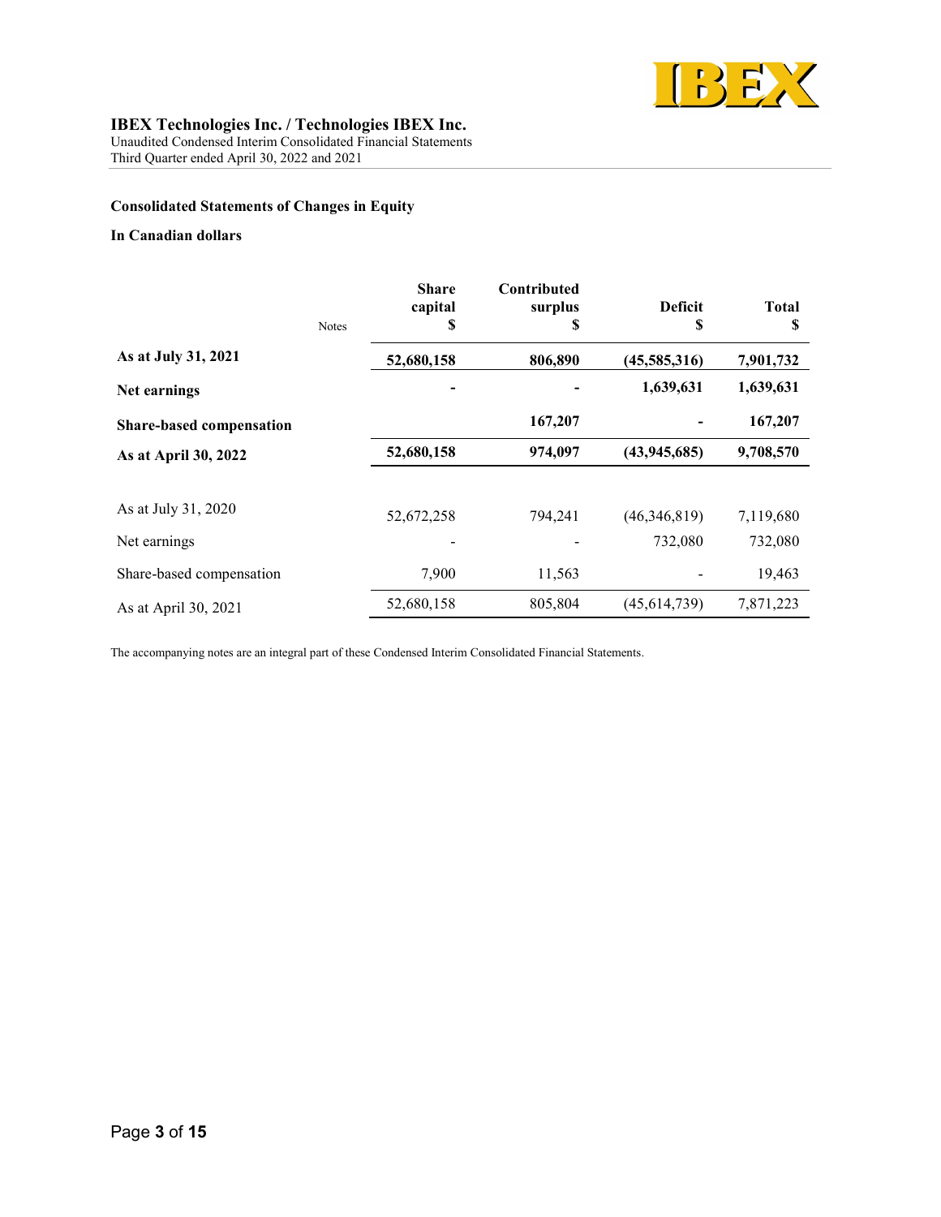**IBEX Technologies Inc. / Technologies IBEX Inc.**
Unaudited Condensed Interim Consolidated Financial Statements
Third Quarter ended April 30, 2022 and 2021

## Consolidated Statements of Changes in Equity

**In Canadian dollars**

| | Notes | Share capital $ | Contributed surplus $ | Deficit $ | Total $ |
|---|---|---|---|---|---|
| **As at July 31, 2021** | | **52,680,158** | **806,890** | **(45,585,316)** | **7,901,732** |
| **Net earnings** | | **-** | **-** | **1,639,631** | **1,639,631** |
| **Share-based compensation** | | | **167,207** | **-** | **167,207** |
| **As at April 30, 2022** | | **52,680,158** | **974,097** | **(43,945,685)** | **9,708,570** |
| | | | | | |
| As at July 31, 2020 | | 52,672,258 | 794,241 | (46,346,819) | 7,119,680 |
| Net earnings | | - | - | 732,080 | 732,080 |
| Share-based compensation | | 7,900 | 11,563 | - | 19,463 |
| As at April 30, 2021 | | 52,680,158 | 805,804 | (45,614,739) | 7,871,223 |

The accompanying notes are an integral part of these Condensed Interim Consolidated Financial Statements.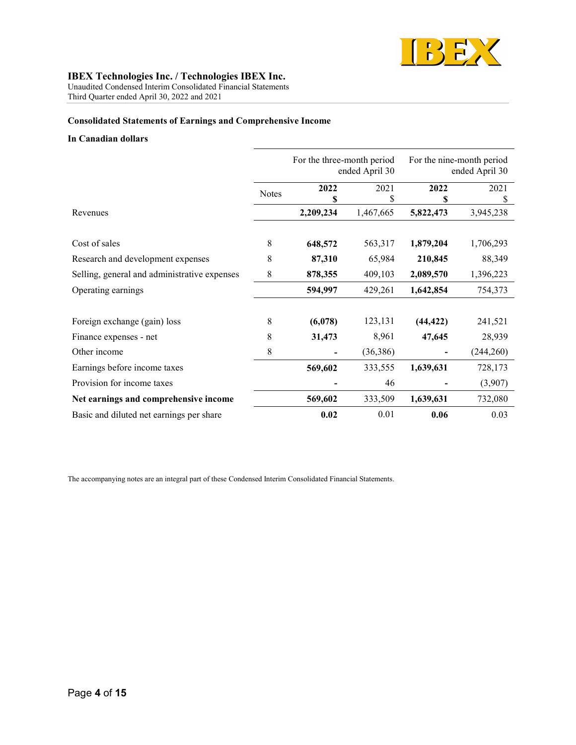**IBEX Technologies Inc. / Technologies IBEX Inc.**
Unaudited Condensed Interim Consolidated Financial Statements
Third Quarter ended April 30, 2022 and 2021

### Consolidated Statements of Earnings and Comprehensive Income

**In Canadian dollars**

| | | For the three-month period ended April 30 | | For the nine-month period ended April 30 | |
|---|---|---|---|---|---|
| | Notes | **2022 $** | 2021 $ | **2022 $** | 2021 $ |
| Revenues | | **2,209,234** | 1,467,665 | **5,822,473** | 3,945,238 |
| | | | | | |
| Cost of sales | 8 | **648,572** | 563,317 | **1,879,204** | 1,706,293 |
| Research and development expenses | 8 | **87,310** | 65,984 | **210,845** | 88,349 |
| Selling, general and administrative expenses | 8 | **878,355** | 409,103 | **2,089,570** | 1,396,223 |
| Operating earnings | | **594,997** | 429,261 | **1,642,854** | 754,373 |
| | | | | | |
| Foreign exchange (gain) loss | 8 | **(6,078)** | 123,131 | **(44,422)** | 241,521 |
| Finance expenses - net | 8 | **31,473** | 8,961 | **47,645** | 28,939 |
| Other income | 8 | **-** | (36,386) | **-** | (244,260) |
| Earnings before income taxes | | **569,602** | 333,555 | **1,639,631** | 728,173 |
| Provision for income taxes | | **-** | 46 | **-** | (3,907) |
| **Net earnings and comprehensive income** | | **569,602** | 333,509 | **1,639,631** | 732,080 |
| Basic and diluted net earnings per share | | **0.02** | 0.01 | **0.06** | 0.03 |

The accompanying notes are an integral part of these Condensed Interim Consolidated Financial Statements.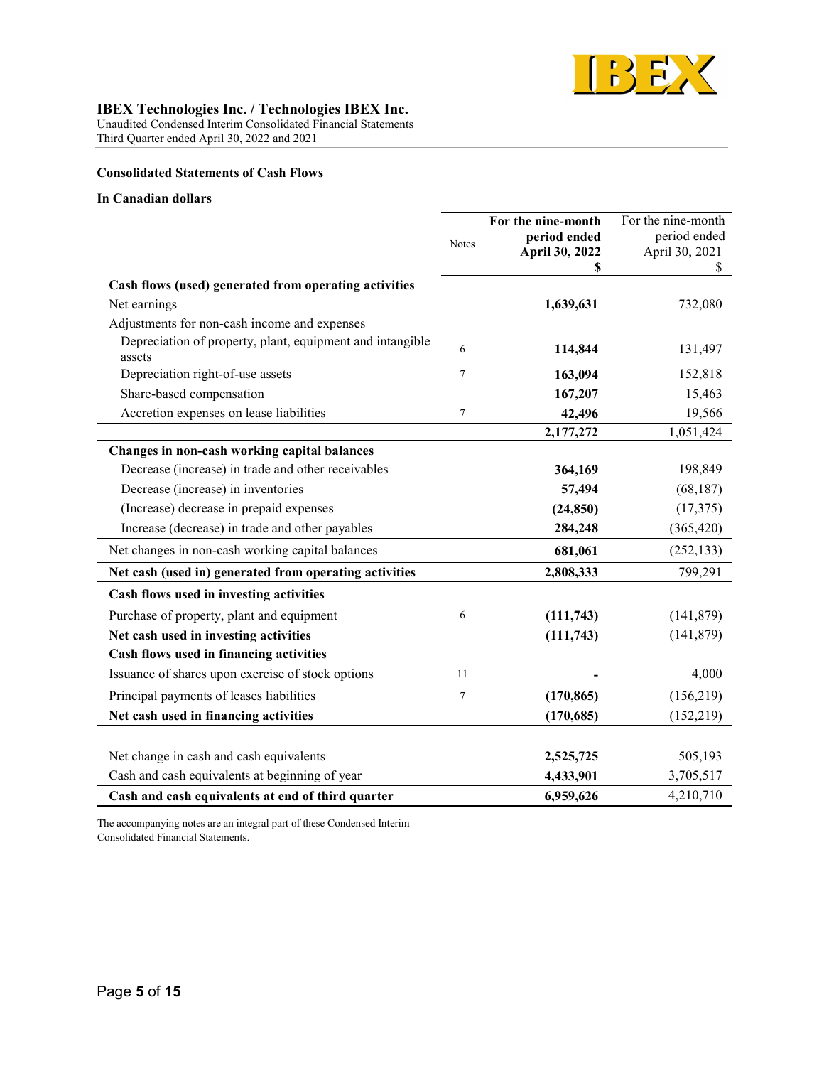IBEX Technologies Inc. / Technologies IBEX Inc.
Unaudited Condensed Interim Consolidated Financial Statements
Third Quarter ended April 30, 2022 and 2021

**Consolidated Statements of Cash Flows**

**In Canadian dollars**

| | Notes | **For the nine-month period ended April 30, 2022 $** | For the nine-month period ended April 30, 2021 $ |
|---|---|---|---|
| **Cash flows (used) generated from operating activities** | | | |
| Net earnings | | **1,639,631** | 732,080 |
| Adjustments for non-cash income and expenses | | | |
| Depreciation of property, plant, equipment and intangible assets | 6 | **114,844** | 131,497 |
| Depreciation right-of-use assets | 7 | **163,094** | 152,818 |
| Share-based compensation | | **167,207** | 15,463 |
| Accretion expenses on lease liabilities | 7 | **42,496** | 19,566 |
| | | **2,177,272** | 1,051,424 |
| **Changes in non-cash working capital balances** | | | |
| Decrease (increase) in trade and other receivables | | **364,169** | 198,849 |
| Decrease (increase) in inventories | | **57,494** | (68,187) |
| (Increase) decrease in prepaid expenses | | **(24,850)** | (17,375) |
| Increase (decrease) in trade and other payables | | **284,248** | (365,420) |
| Net changes in non-cash working capital balances | | **681,061** | (252,133) |
| **Net cash (used in) generated from operating activities** | | **2,808,333** | 799,291 |
| **Cash flows used in investing activities** | | | |
| Purchase of property, plant and equipment | 6 | **(111,743)** | (141,879) |
| **Net cash used in investing activities** | | **(111,743)** | (141,879) |
| **Cash flows used in financing activities** | | | |
| Issuance of shares upon exercise of stock options | 11 | **-** | 4,000 |
| Principal payments of leases liabilities | 7 | **(170,865)** | (156,219) |
| **Net cash used in financing activities** | | **(170,685)** | (152,219) |
| | | | |
| Net change in cash and cash equivalents | | **2,525,725** | 505,193 |
| Cash and cash equivalents at beginning of year | | **4,433,901** | 3,705,517 |
| **Cash and cash equivalents at end of third quarter** | | **6,959,626** | 4,210,710 |

The accompanying notes are an integral part of these Condensed Interim Consolidated Financial Statements.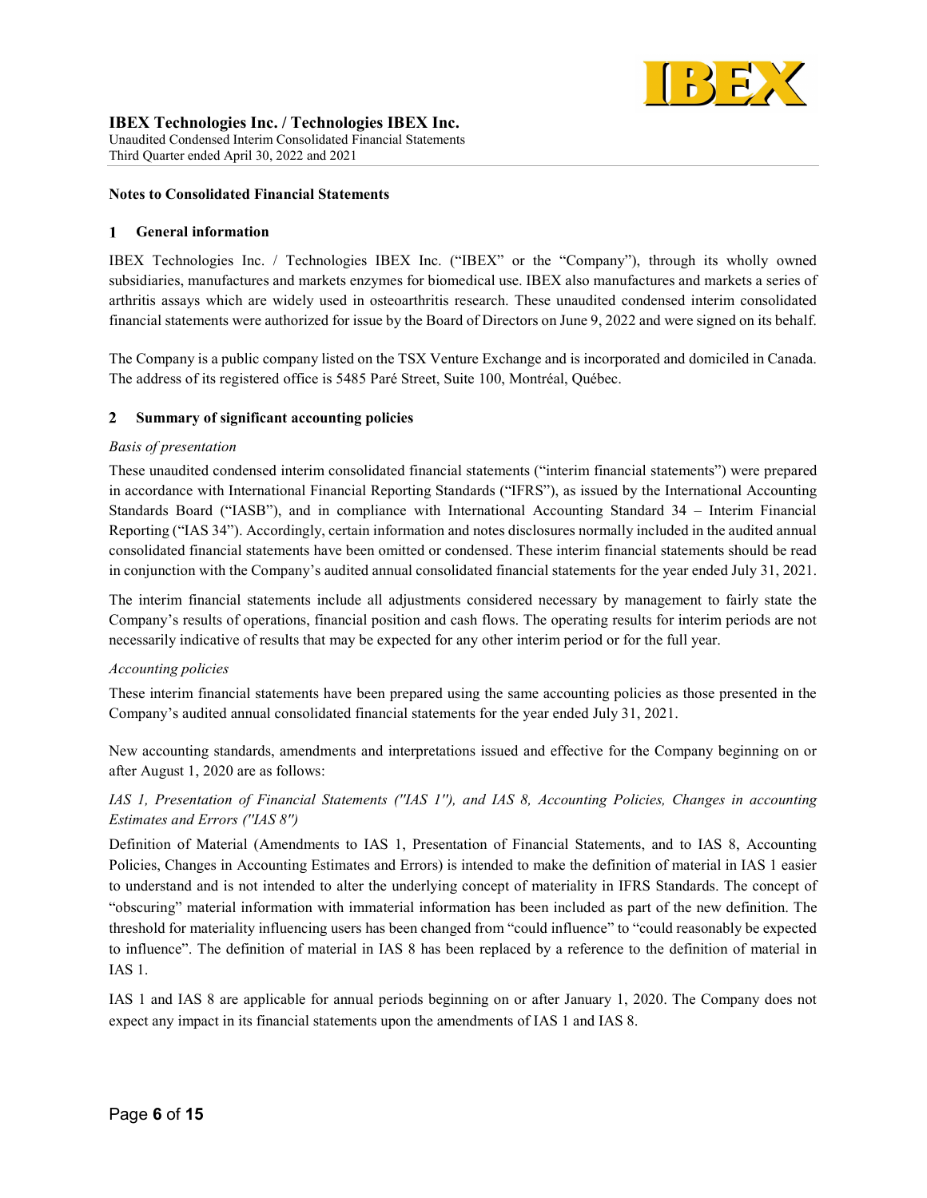## Notes to Consolidated Financial Statements

### 1 General information

IBEX Technologies Inc. / Technologies IBEX Inc. ("IBEX" or the "Company"), through its wholly owned subsidiaries, manufactures and markets enzymes for biomedical use. IBEX also manufactures and markets a series of arthritis assays which are widely used in osteoarthritis research. These unaudited condensed interim consolidated financial statements were authorized for issue by the Board of Directors on June 9, 2022 and were signed on its behalf.

The Company is a public company listed on the TSX Venture Exchange and is incorporated and domiciled in Canada. The address of its registered office is 5485 Paré Street, Suite 100, Montréal, Québec.

### 2 Summary of significant accounting policies

*Basis of presentation*

These unaudited condensed interim consolidated financial statements ("interim financial statements") were prepared in accordance with International Financial Reporting Standards ("IFRS"), as issued by the International Accounting Standards Board ("IASB"), and in compliance with International Accounting Standard 34 – Interim Financial Reporting ("IAS 34"). Accordingly, certain information and notes disclosures normally included in the audited annual consolidated financial statements have been omitted or condensed. These interim financial statements should be read in conjunction with the Company's audited annual consolidated financial statements for the year ended July 31, 2021.

The interim financial statements include all adjustments considered necessary by management to fairly state the Company's results of operations, financial position and cash flows. The operating results for interim periods are not necessarily indicative of results that may be expected for any other interim period or for the full year.

*Accounting policies*

These interim financial statements have been prepared using the same accounting policies as those presented in the Company's audited annual consolidated financial statements for the year ended July 31, 2021.

New accounting standards, amendments and interpretations issued and effective for the Company beginning on or after August 1, 2020 are as follows:

*IAS 1, Presentation of Financial Statements ("IAS 1"), and IAS 8, Accounting Policies, Changes in accounting Estimates and Errors ("IAS 8")*

Definition of Material (Amendments to IAS 1, Presentation of Financial Statements, and to IAS 8, Accounting Policies, Changes in Accounting Estimates and Errors) is intended to make the definition of material in IAS 1 easier to understand and is not intended to alter the underlying concept of materiality in IFRS Standards. The concept of "obscuring" material information with immaterial information has been included as part of the new definition. The threshold for materiality influencing users has been changed from "could influence" to "could reasonably be expected to influence". The definition of material in IAS 8 has been replaced by a reference to the definition of material in IAS 1.

IAS 1 and IAS 8 are applicable for annual periods beginning on or after January 1, 2020. The Company does not expect any impact in its financial statements upon the amendments of IAS 1 and IAS 8.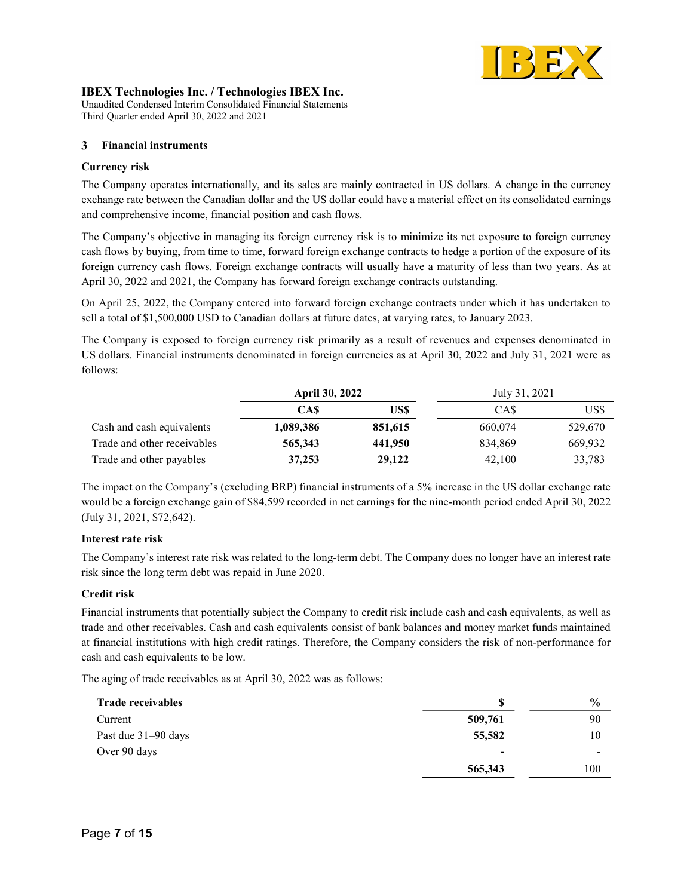## 3 Financial instruments

### Currency risk

The Company operates internationally, and its sales are mainly contracted in US dollars. A change in the currency exchange rate between the Canadian dollar and the US dollar could have a material effect on its consolidated earnings and comprehensive income, financial position and cash flows.

The Company's objective in managing its foreign currency risk is to minimize its net exposure to foreign currency cash flows by buying, from time to time, forward foreign exchange contracts to hedge a portion of the exposure of its foreign currency cash flows. Foreign exchange contracts will usually have a maturity of less than two years. As at April 30, 2022 and 2021, the Company has forward foreign exchange contracts outstanding.

On April 25, 2022, the Company entered into forward foreign exchange contracts under which it has undertaken to sell a total of $1,500,000 USD to Canadian dollars at future dates, at varying rates, to January 2023.

The Company is exposed to foreign currency risk primarily as a result of revenues and expenses denominated in US dollars. Financial instruments denominated in foreign currencies as at April 30, 2022 and July 31, 2021 were as follows:

| | **April 30, 2022** | | July 31, 2021 | |
|---|---|---|---|---|
| | **CA$** | **US$** | CA$ | US$ |
| Cash and cash equivalents | **1,089,386** | **851,615** | 660,074 | 529,670 |
| Trade and other receivables | **565,343** | **441,950** | 834,869 | 669,932 |
| Trade and other payables | **37,253** | **29,122** | 42,100 | 33,783 |

The impact on the Company's (excluding BRP) financial instruments of a 5% increase in the US dollar exchange rate would be a foreign exchange gain of $84,599 recorded in net earnings for the nine-month period ended April 30, 2022 (July 31, 2021, $72,642).

### Interest rate risk

The Company's interest rate risk was related to the long-term debt. The Company does no longer have an interest rate risk since the long term debt was repaid in June 2020.

### Credit risk

Financial instruments that potentially subject the Company to credit risk include cash and cash equivalents, as well as trade and other receivables. Cash and cash equivalents consist of bank balances and money market funds maintained at financial institutions with high credit ratings. Therefore, the Company considers the risk of non-performance for cash and cash equivalents to be low.

The aging of trade receivables as at April 30, 2022 was as follows:

| **Trade receivables** | **$** | **%** |
|---|---|---|
| Current | **509,761** | 90 |
| Past due 31–90 days | **55,582** | 10 |
| Over 90 days | **-** | - |
| | **565,343** | 100 |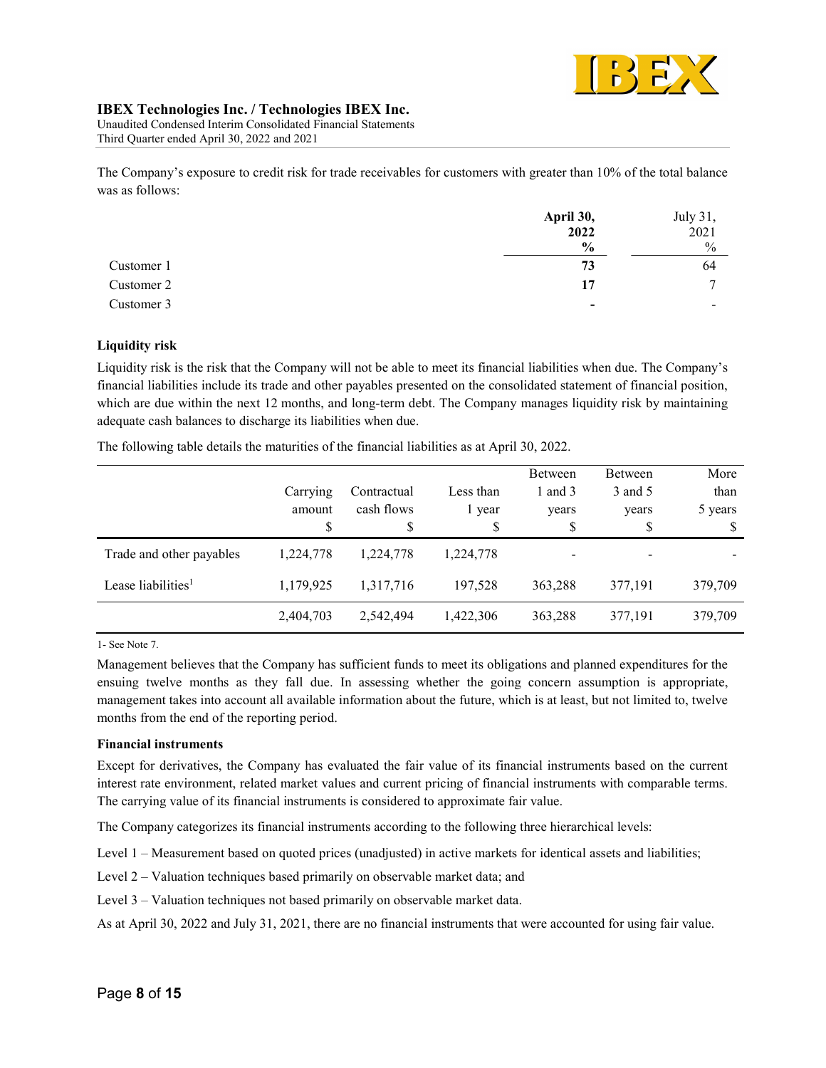The Company's exposure to credit risk for trade receivables for customers with greater than 10% of the total balance was as follows:

| | **April 30, 2022** | July 31, 2021 |
|---|---|---|
| | **%** | % |
| Customer 1 | **73** | 64 |
| Customer 2 | **17** | 7 |
| Customer 3 | **-** | - |

**Liquidity risk**

Liquidity risk is the risk that the Company will not be able to meet its financial liabilities when due. The Company's financial liabilities include its trade and other payables presented on the consolidated statement of financial position, which are due within the next 12 months, and long-term debt. The Company manages liquidity risk by maintaining adequate cash balances to discharge its liabilities when due.

The following table details the maturities of the financial liabilities as at April 30, 2022.

| | Carrying amount | Contractual cash flows | Less than 1 year | Between 1 and 3 years | Between 3 and 5 years | More than 5 years |
|---|---|---|---|---|---|---|
| | $ | $ | $ | $ | $ | $ |
| Trade and other payables | 1,224,778 | 1,224,778 | 1,224,778 | - | - | - |
| Lease liabilities[1] | 1,179,925 | 1,317,716 | 197,528 | 363,288 | 377,191 | 379,709 |
| | 2,404,703 | 2,542,494 | 1,422,306 | 363,288 | 377,191 | 379,709 |

1- See Note 7.

Management believes that the Company has sufficient funds to meet its obligations and planned expenditures for the ensuing twelve months as they fall due. In assessing whether the going concern assumption is appropriate, management takes into account all available information about the future, which is at least, but not limited to, twelve months from the end of the reporting period.

**Financial instruments**

Except for derivatives, the Company has evaluated the fair value of its financial instruments based on the current interest rate environment, related market values and current pricing of financial instruments with comparable terms. The carrying value of its financial instruments is considered to approximate fair value.

The Company categorizes its financial instruments according to the following three hierarchical levels:

Level 1 – Measurement based on quoted prices (unadjusted) in active markets for identical assets and liabilities;

Level 2 – Valuation techniques based primarily on observable market data; and

Level 3 – Valuation techniques not based primarily on observable market data.

As at April 30, 2022 and July 31, 2021, there are no financial instruments that were accounted for using fair value.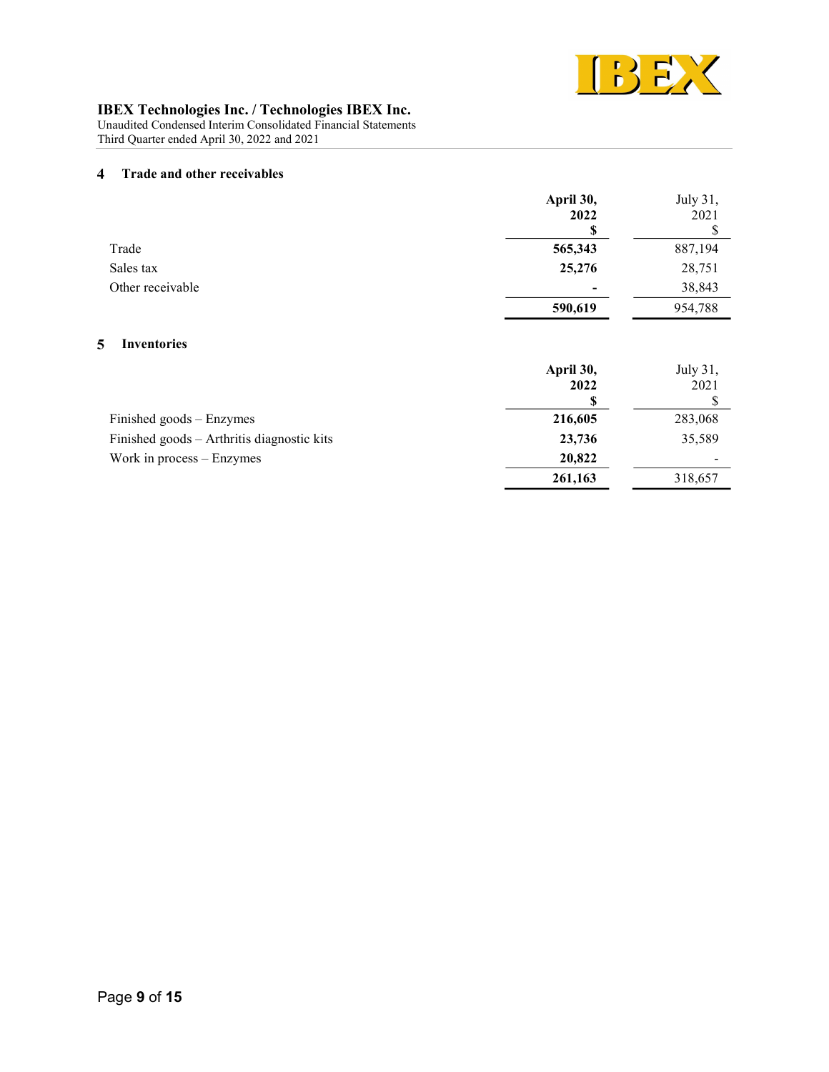## 4 Trade and other receivables

| | **April 30, 2022 $** | July 31, 2021 $ |
|---|---|---|
| Trade | **565,343** | 887,194 |
| Sales tax | **25,276** | 28,751 |
| Other receivable | **-** | 38,843 |
| | **590,619** | 954,788 |

## 5 Inventories

| | **April 30, 2022 $** | July 31, 2021 $ |
|---|---|---|
| Finished goods – Enzymes | **216,605** | 283,068 |
| Finished goods – Arthritis diagnostic kits | **23,736** | 35,589 |
| Work in process – Enzymes | **20,822** | - |
| | **261,163** | 318,657 |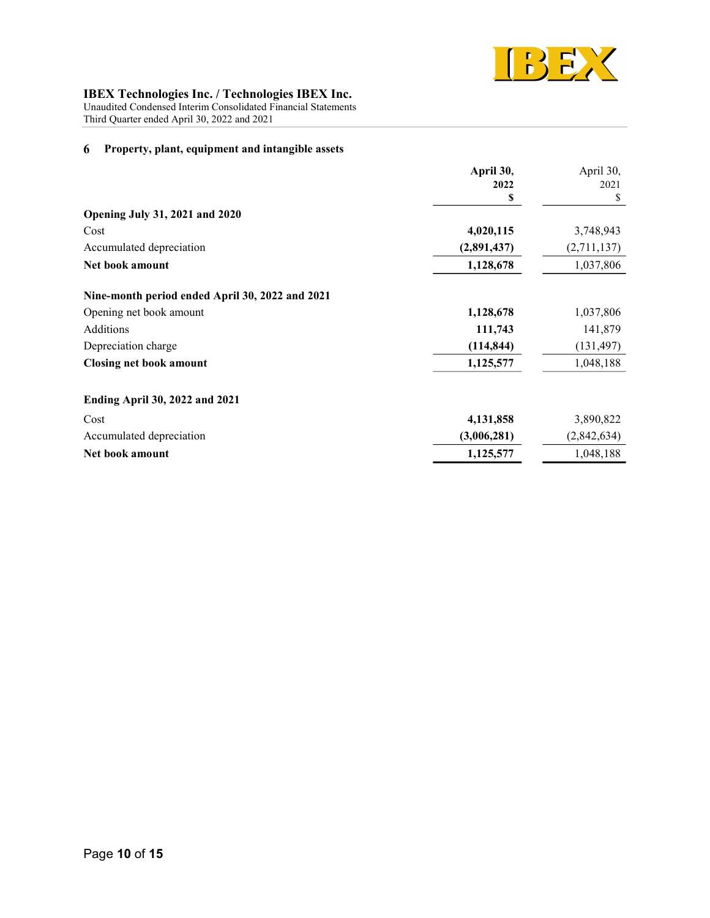## 6 Property, plant, equipment and intangible assets

| | **April 30, 2022 $** | April 30, 2021 $ |
|---|---|---|
| **Opening July 31, 2021 and 2020** | | |
| Cost | **4,020,115** | 3,748,943 |
| Accumulated depreciation | **(2,891,437)** | (2,711,137) |
| **Net book amount** | **1,128,678** | 1,037,806 |
| | | |
| **Nine-month period ended April 30, 2022 and 2021** | | |
| Opening net book amount | **1,128,678** | 1,037,806 |
| Additions | **111,743** | 141,879 |
| Depreciation charge | **(114,844)** | (131,497) |
| **Closing net book amount** | **1,125,577** | 1,048,188 |
| | | |
| **Ending April 30, 2022 and 2021** | | |
| Cost | **4,131,858** | 3,890,822 |
| Accumulated depreciation | **(3,006,281)** | (2,842,634) |
| **Net book amount** | **1,125,577** | 1,048,188 |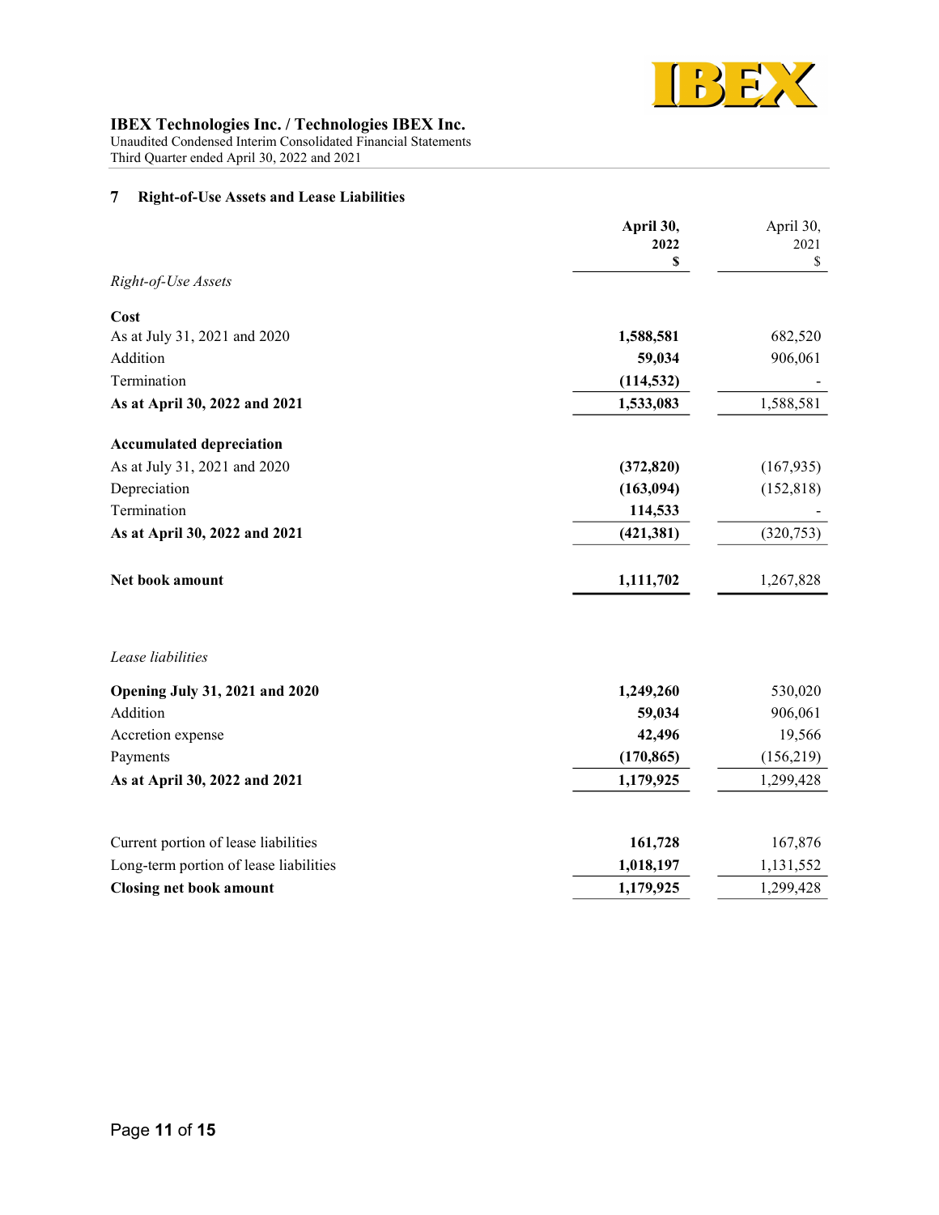## 7 Right-of-Use Assets and Lease Liabilities

| | **April 30, 2022 $** | April 30, 2021 $ |
|---|---|---|
| *Right-of-Use Assets* | | |
| **Cost** | | |
| As at July 31, 2021 and 2020 | **1,588,581** | 682,520 |
| Addition | **59,034** | 906,061 |
| Termination | **(114,532)** | - |
| **As at April 30, 2022 and 2021** | **1,533,083** | 1,588,581 |
| **Accumulated depreciation** | | |
| As at July 31, 2021 and 2020 | **(372,820)** | (167,935) |
| Depreciation | **(163,094)** | (152,818) |
| Termination | **114,533** | - |
| **As at April 30, 2022 and 2021** | **(421,381)** | (320,753) |
| **Net book amount** | **1,111,702** | 1,267,828 |

| | **April 30, 2022 $** | April 30, 2021 $ |
|---|---|---|
| *Lease liabilities* | | |
| **Opening July 31, 2021 and 2020** | **1,249,260** | 530,020 |
| Addition | **59,034** | 906,061 |
| Accretion expense | **42,496** | 19,566 |
| Payments | **(170,865)** | (156,219) |
| **As at April 30, 2022 and 2021** | **1,179,925** | 1,299,428 |
| Current portion of lease liabilities | **161,728** | 167,876 |
| Long-term portion of lease liabilities | **1,018,197** | 1,131,552 |
| **Closing net book amount** | **1,179,925** | 1,299,428 |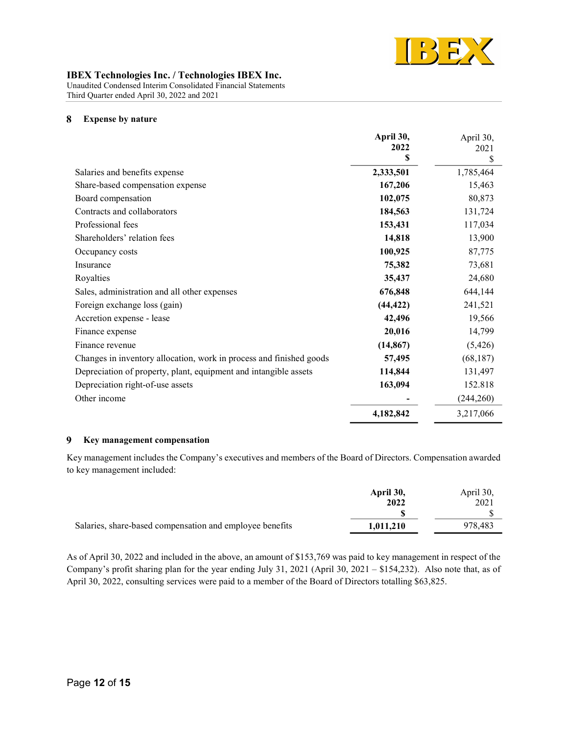## 8 Expense by nature

| | **April 30, 2022 $** | April 30, 2021 $ |
|---|---|---|
| Salaries and benefits expense | **2,333,501** | 1,785,464 |
| Share-based compensation expense | **167,206** | 15,463 |
| Board compensation | **102,075** | 80,873 |
| Contracts and collaborators | **184,563** | 131,724 |
| Professional fees | **153,431** | 117,034 |
| Shareholders' relation fees | **14,818** | 13,900 |
| Occupancy costs | **100,925** | 87,775 |
| Insurance | **75,382** | 73,681 |
| Royalties | **35,437** | 24,680 |
| Sales, administration and all other expenses | **676,848** | 644,144 |
| Foreign exchange loss (gain) | **(44,422)** | 241,521 |
| Accretion expense - lease | **42,496** | 19,566 |
| Finance expense | **20,016** | 14,799 |
| Finance revenue | **(14,867)** | (5,426) |
| Changes in inventory allocation, work in process and finished goods | **57,495** | (68,187) |
| Depreciation of property, plant, equipment and intangible assets | **114,844** | 131,497 |
| Depreciation right-of-use assets | **163,094** | 152.818 |
| Other income | **-** | (244,260) |
| | **4,182,842** | 3,217,066 |

## 9 Key management compensation

Key management includes the Company's executives and members of the Board of Directors. Compensation awarded to key management included:

| | **April 30, 2022 $** | April 30, 2021 $ |
|---|---|---|
| Salaries, share-based compensation and employee benefits | **1,011,210** | 978,483 |

As of April 30, 2022 and included in the above, an amount of $153,769 was paid to key management in respect of the Company's profit sharing plan for the year ending July 31, 2021 (April 30, 2021 – $154,232). Also note that, as of April 30, 2022, consulting services were paid to a member of the Board of Directors totalling $63,825.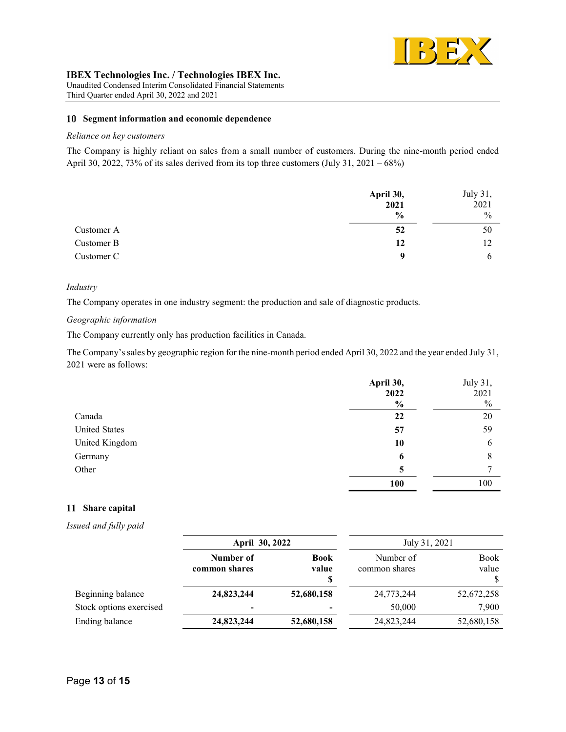## 10 Segment information and economic dependence

*Reliance on key customers*

The Company is highly reliant on sales from a small number of customers. During the nine-month period ended April 30, 2022, 73% of its sales derived from its top three customers (July 31, 2021 – 68%)

| | **April 30, 2021 %** | July 31, 2021 % |
|---|---|---|
| Customer A | **52** | 50 |
| Customer B | **12** | 12 |
| Customer C | **9** | 6 |

*Industry*

The Company operates in one industry segment: the production and sale of diagnostic products.

*Geographic information*

The Company currently only has production facilities in Canada.

The Company's sales by geographic region for the nine-month period ended April 30, 2022 and the year ended July 31, 2021 were as follows:

| | **April 30, 2022 %** | July 31, 2021 % |
|---|---|---|
| Canada | **22** | 20 |
| United States | **57** | 59 |
| United Kingdom | **10** | 6 |
| Germany | **6** | 8 |
| Other | **5** | 7 |
| | **100** | 100 |

## 11 Share capital

*Issued and fully paid*

| | **April 30, 2022** | | July 31, 2021 | |
|---|---|---|---|---|
| | **Number of common shares** | **Book value $** | Number of common shares | Book value $ |
| Beginning balance | **24,823,244** | **52,680,158** | 24,773,244 | 52,672,258 |
| Stock options exercised | **-** | **-** | 50,000 | 7,900 |
| Ending balance | **24,823,244** | **52,680,158** | 24,823,244 | 52,680,158 |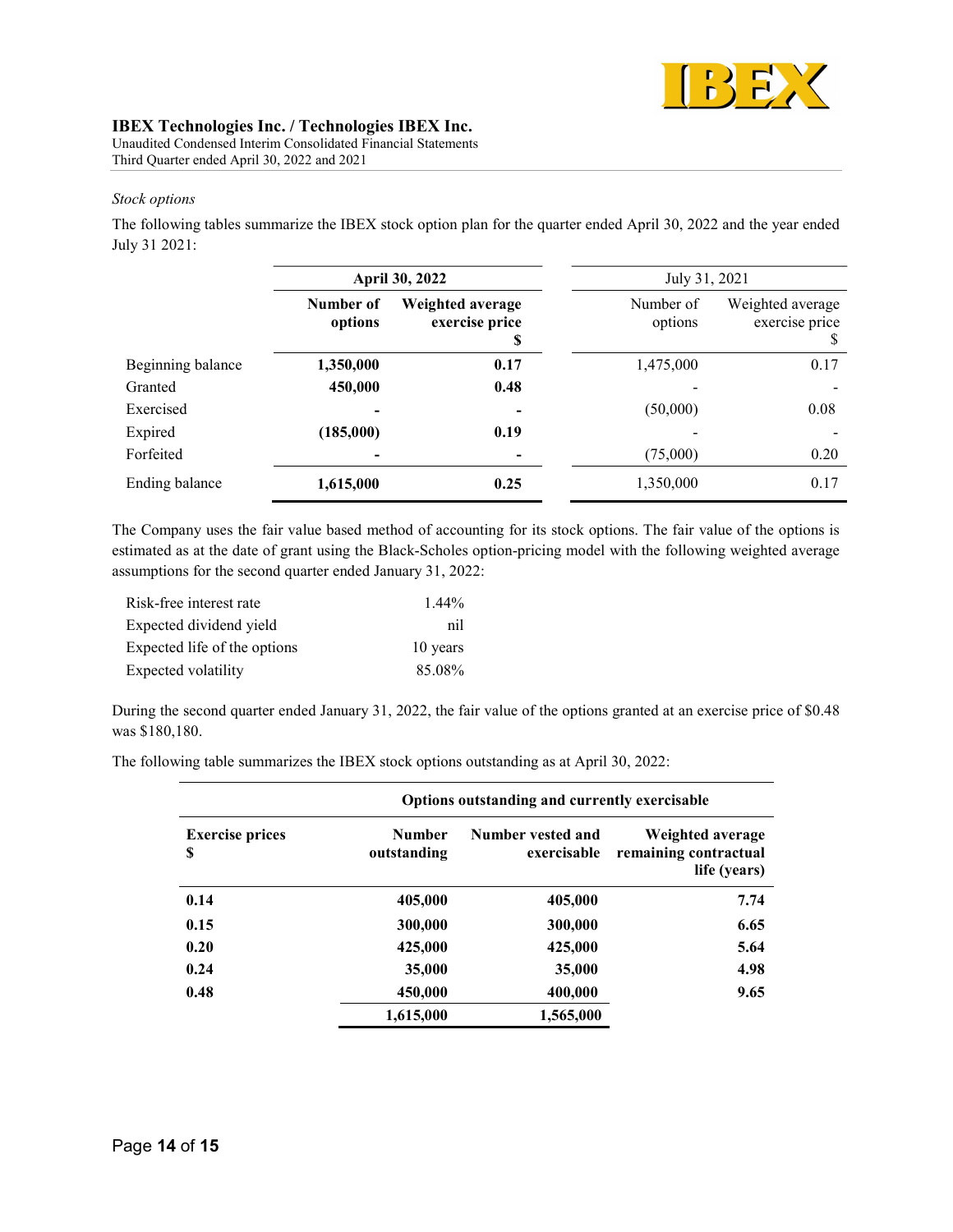*Stock options*

The following tables summarize the IBEX stock option plan for the quarter ended April 30, 2022 and the year ended July 31 2021:

| | **April 30, 2022** | | July 31, 2021 | |
|---|---|---|---|---|
| | **Number of options** | **Weighted average exercise price $** | Number of options | Weighted average exercise price $ |
| Beginning balance | **1,350,000** | **0.17** | 1,475,000 | 0.17 |
| Granted | **450,000** | **0.48** | - | - |
| Exercised | **-** | **-** | (50,000) | 0.08 |
| Expired | **(185,000)** | **0.19** | - | - |
| Forfeited | **-** | **-** | (75,000) | 0.20 |
| Ending balance | **1,615,000** | **0.25** | 1,350,000 | 0.17 |

The Company uses the fair value based method of accounting for its stock options. The fair value of the options is estimated as at the date of grant using the Black-Scholes option-pricing model with the following weighted average assumptions for the second quarter ended January 31, 2022:

| | |
|---|---|
| Risk-free interest rate | 1.44% |
| Expected dividend yield | nil |
| Expected life of the options | 10 years |
| Expected volatility | 85.08% |

During the second quarter ended January 31, 2022, the fair value of the options granted at an exercise price of $0.48 was $180,180.

The following table summarizes the IBEX stock options outstanding as at April 30, 2022:

| | **Options outstanding and currently exercisable** | | |
|---|---|---|---|
| **Exercise prices $** | **Number outstanding** | **Number vested and exercisable** | **Weighted average remaining contractual life (years)** |
| **0.14** | **405,000** | **405,000** | **7.74** |
| **0.15** | **300,000** | **300,000** | **6.65** |
| **0.20** | **425,000** | **425,000** | **5.64** |
| **0.24** | **35,000** | **35,000** | **4.98** |
| **0.48** | **450,000** | **400,000** | **9.65** |
| | **1,615,000** | **1,565,000** | |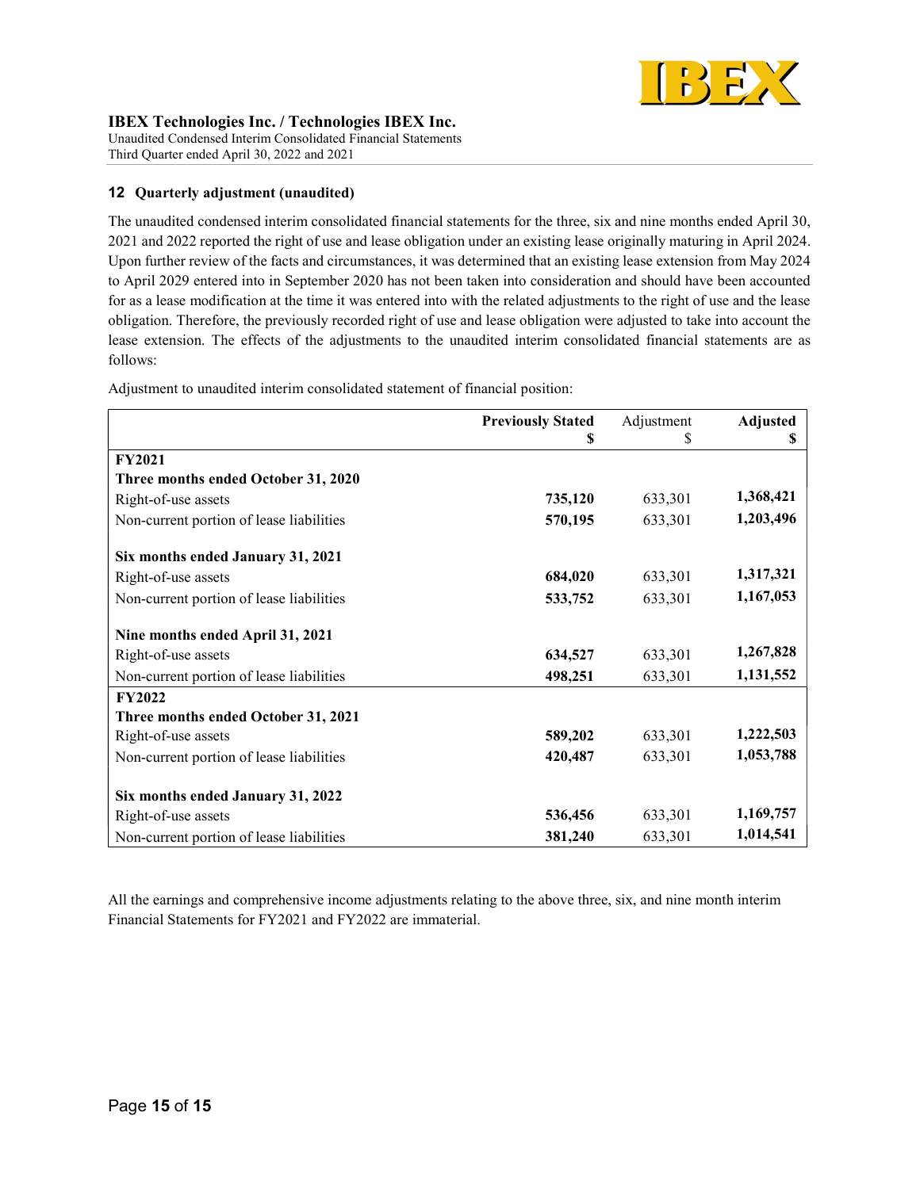## 12 Quarterly adjustment (unaudited)

The unaudited condensed interim consolidated financial statements for the three, six and nine months ended April 30, 2021 and 2022 reported the right of use and lease obligation under an existing lease originally maturing in April 2024. Upon further review of the facts and circumstances, it was determined that an existing lease extension from May 2024 to April 2029 entered into in September 2020 has not been taken into consideration and should have been accounted for as a lease modification at the time it was entered into with the related adjustments to the right of use and the lease obligation. Therefore, the previously recorded right of use and lease obligation were adjusted to take into account the lease extension. The effects of the adjustments to the unaudited interim consolidated financial statements are as follows:

Adjustment to unaudited interim consolidated statement of financial position:

| | **Previously Stated** **$** | Adjustment $ | **Adjusted** **$** |
|---|---|---|---|
| **FY2021** | | | |
| **Three months ended October 31, 2020** | | | |
| Right-of-use assets | **735,120** | 633,301 | **1,368,421** |
| Non-current portion of lease liabilities | **570,195** | 633,301 | **1,203,496** |
| **Six months ended January 31, 2021** | | | |
| Right-of-use assets | **684,020** | 633,301 | **1,317,321** |
| Non-current portion of lease liabilities | **533,752** | 633,301 | **1,167,053** |
| **Nine months ended April 31, 2021** | | | |
| Right-of-use assets | **634,527** | 633,301 | **1,267,828** |
| Non-current portion of lease liabilities | **498,251** | 633,301 | **1,131,552** |
| **FY2022** | | | |
| **Three months ended October 31, 2021** | | | |
| Right-of-use assets | **589,202** | 633,301 | **1,222,503** |
| Non-current portion of lease liabilities | **420,487** | 633,301 | **1,053,788** |
| **Six months ended January 31, 2022** | | | |
| Right-of-use assets | **536,456** | 633,301 | **1,169,757** |
| Non-current portion of lease liabilities | **381,240** | 633,301 | **1,014,541** |

All the earnings and comprehensive income adjustments relating to the above three, six, and nine month interim Financial Statements for FY2021 and FY2022 are immaterial.